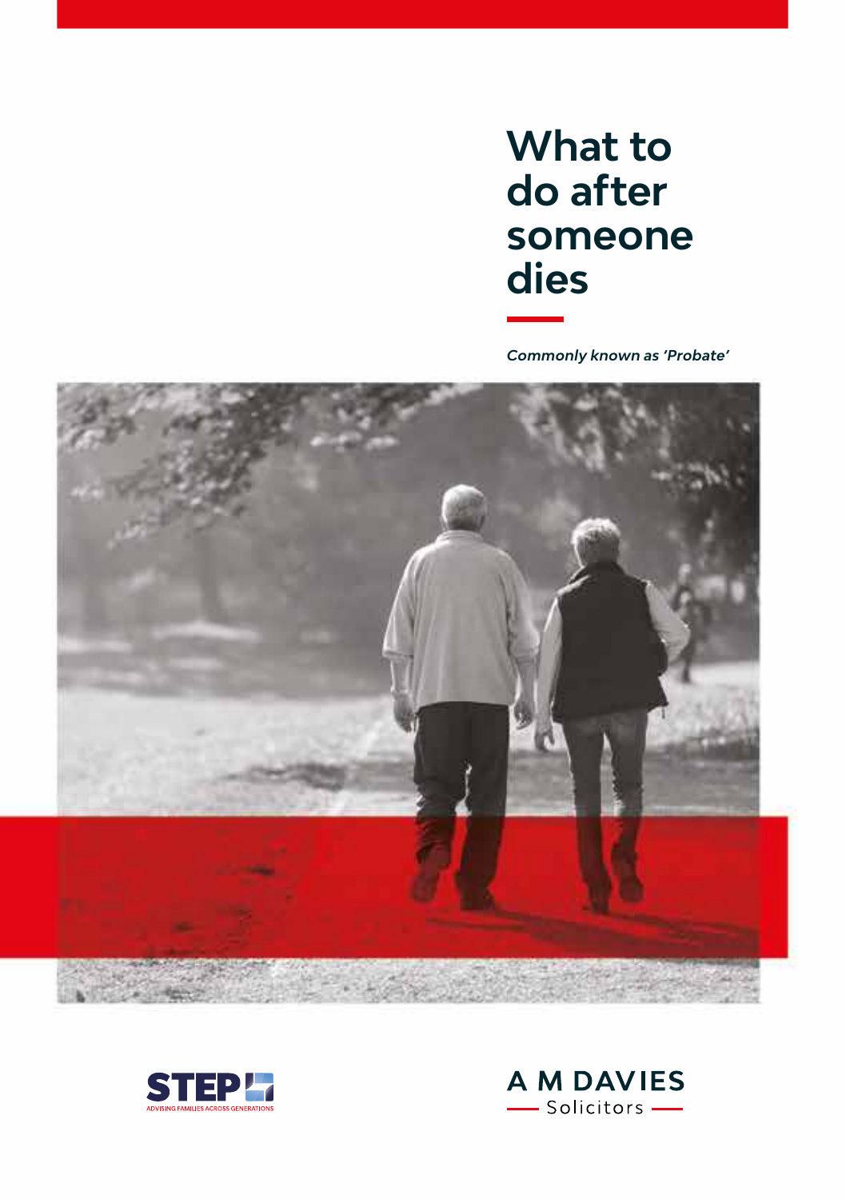# What to do after someone dies

*Commonly known as 'Probate'*

STEP
ADVISING FAMILIES ACROSS GENERATIONS

A M DAVIES
Solicitors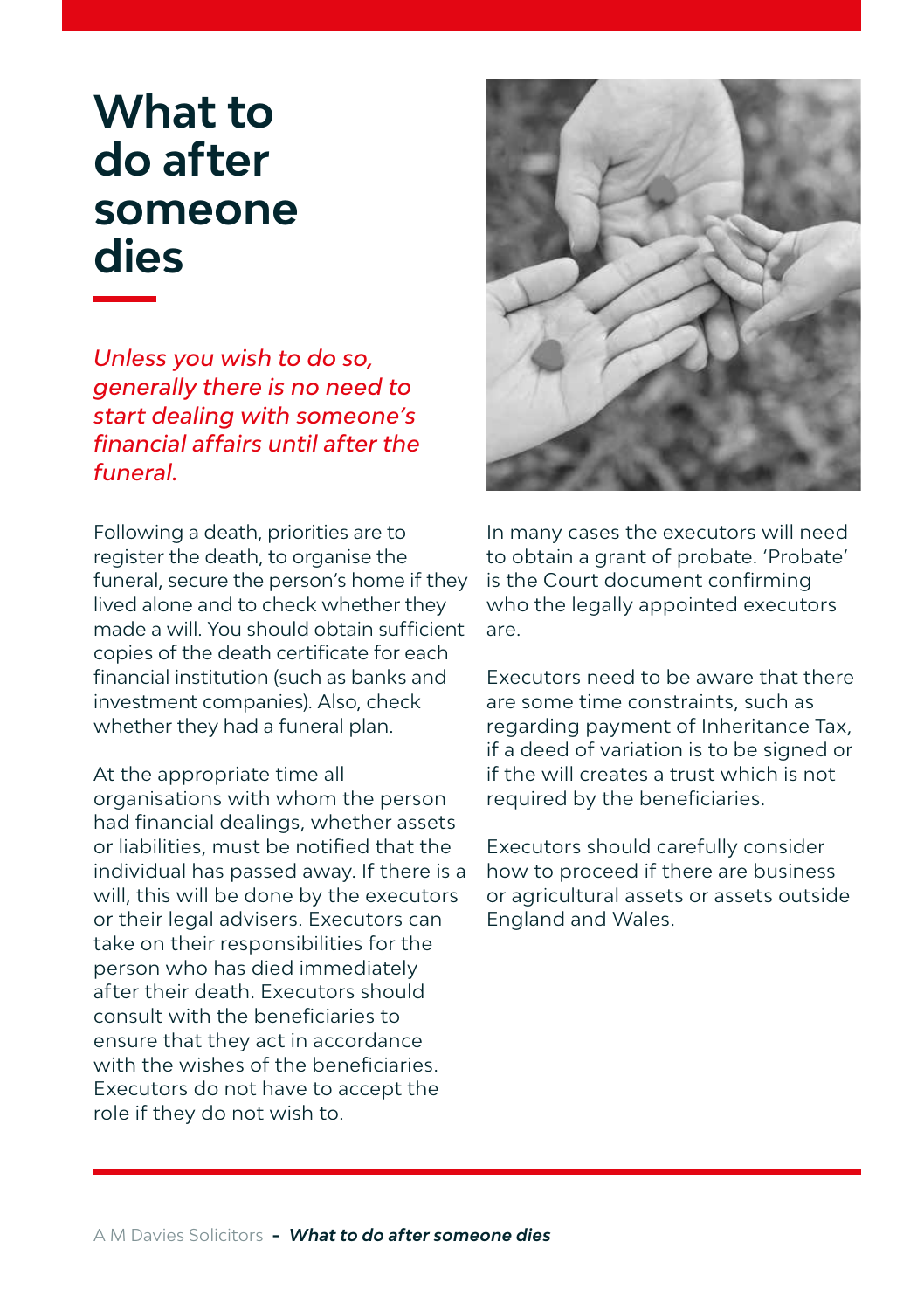# What to do after someone dies

*Unless you wish to do so, generally there is no need to start dealing with someone's financial affairs until after the funeral.*

Following a death, priorities are to register the death, to organise the funeral, secure the person's home if they lived alone and to check whether they made a will. You should obtain sufficient copies of the death certificate for each financial institution (such as banks and investment companies). Also, check whether they had a funeral plan.

At the appropriate time all organisations with whom the person had financial dealings, whether assets or liabilities, must be notified that the individual has passed away. If there is a will, this will be done by the executors or their legal advisers. Executors can take on their responsibilities for the person who has died immediately after their death. Executors should consult with the beneficiaries to ensure that they act in accordance with the wishes of the beneficiaries. Executors do not have to accept the role if they do not wish to.

In many cases the executors will need to obtain a grant of probate. 'Probate' is the Court document confirming who the legally appointed executors are.

Executors need to be aware that there are some time constraints, such as regarding payment of Inheritance Tax, if a deed of variation is to be signed or if the will creates a trust which is not required by the beneficiaries.

Executors should carefully consider how to proceed if there are business or agricultural assets or assets outside England and Wales.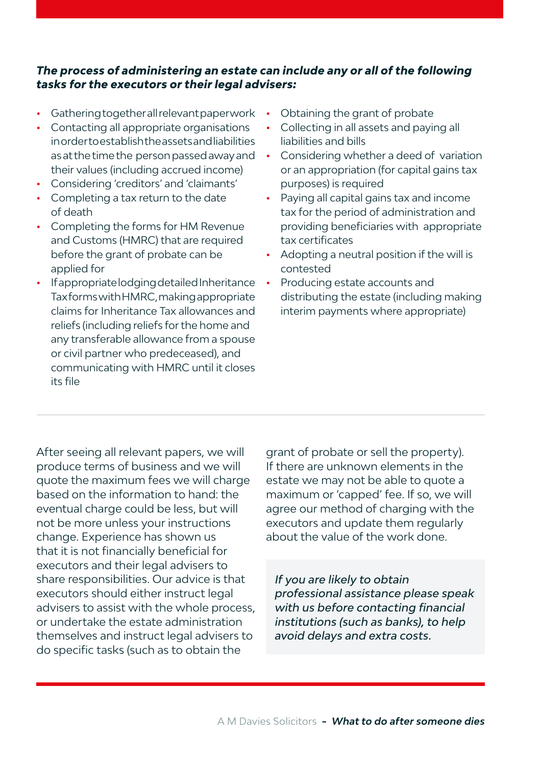***The process of administering an estate can include any or all of the following tasks for the executors or their legal advisers:***

- Gathering together all relevant paperwork
- Contacting all appropriate organisations in order to establish the assets and liabilities as at the time the person passed away and their values (including accrued income)
- Considering 'creditors' and 'claimants'
- Completing a tax return to the date of death
- Completing the forms for HM Revenue and Customs (HMRC) that are required before the grant of probate can be applied for
- If appropriate lodging detailed Inheritance Tax forms with HMRC, making appropriate claims for Inheritance Tax allowances and reliefs (including reliefs for the home and any transferable allowance from a spouse or civil partner who predeceased), and communicating with HMRC until it closes its file
- Obtaining the grant of probate
- Collecting in all assets and paying all liabilities and bills
- Considering whether a deed of variation or an appropriation (for capital gains tax purposes) is required
- Paying all capital gains tax and income tax for the period of administration and providing beneficiaries with appropriate tax certificates
- Adopting a neutral position if the will is contested
- Producing estate accounts and distributing the estate (including making interim payments where appropriate)

---

After seeing all relevant papers, we will produce terms of business and we will quote the maximum fees we will charge based on the information to hand: the eventual charge could be less, but will not be more unless your instructions change. Experience has shown us that it is not financially beneficial for executors and their legal advisers to share responsibilities. Our advice is that executors should either instruct legal advisers to assist with the whole process, or undertake the estate administration themselves and instruct legal advisers to do specific tasks (such as to obtain the grant of probate or sell the property). If there are unknown elements in the estate we may not be able to quote a maximum or 'capped' fee. If so, we will agree our method of charging with the executors and update them regularly about the value of the work done.

*If you are likely to obtain professional assistance please speak with us before contacting financial institutions (such as banks), to help avoid delays and extra costs.*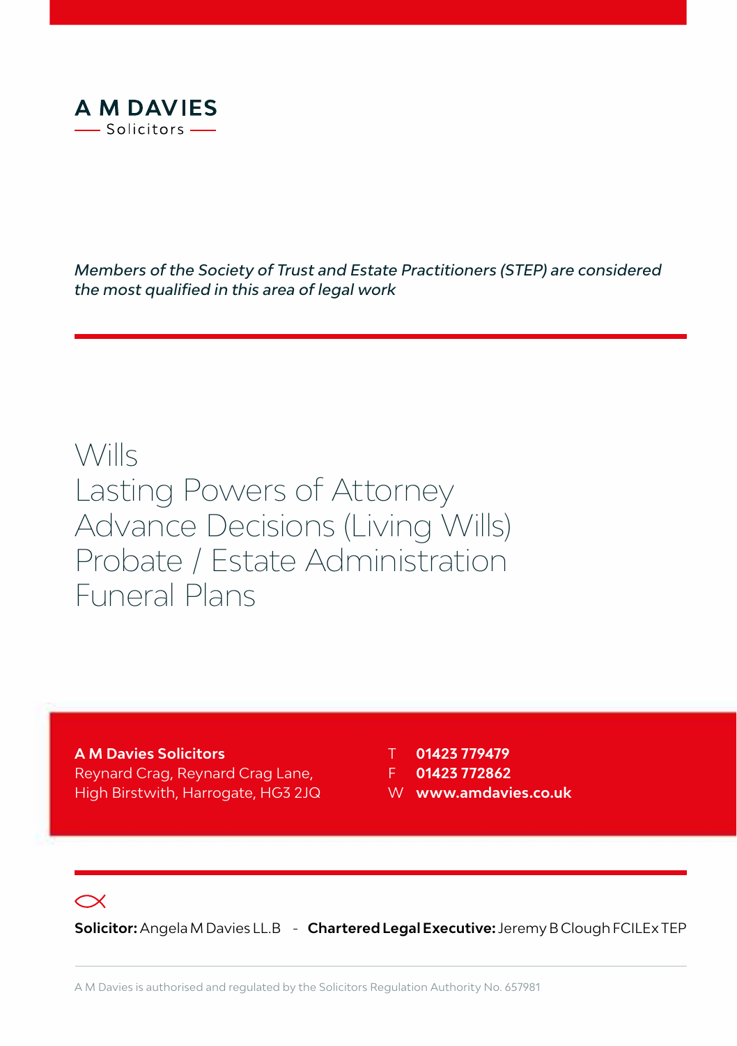**A M DAVIES**
— Solicitors —

*Members of the Society of Trust and Estate Practitioners (STEP) are considered the most qualified in this area of legal work*

---

Wills
Lasting Powers of Attorney
Advance Decisions (Living Wills)
Probate / Estate Administration
Funeral Plans

**A M Davies Solicitors**
Reynard Crag, Reynard Crag Lane,
High Birstwith, Harrogate, HG3 2JQ

T **01423 779479**
F **01423 772862**
W **www.amdavies.co.uk**

---

**Solicitor:** Angela M Davies LL.B - **Chartered Legal Executive:** Jeremy B Clough FCILEx TEP

A M Davies is authorised and regulated by the Solicitors Regulation Authority No. 657981